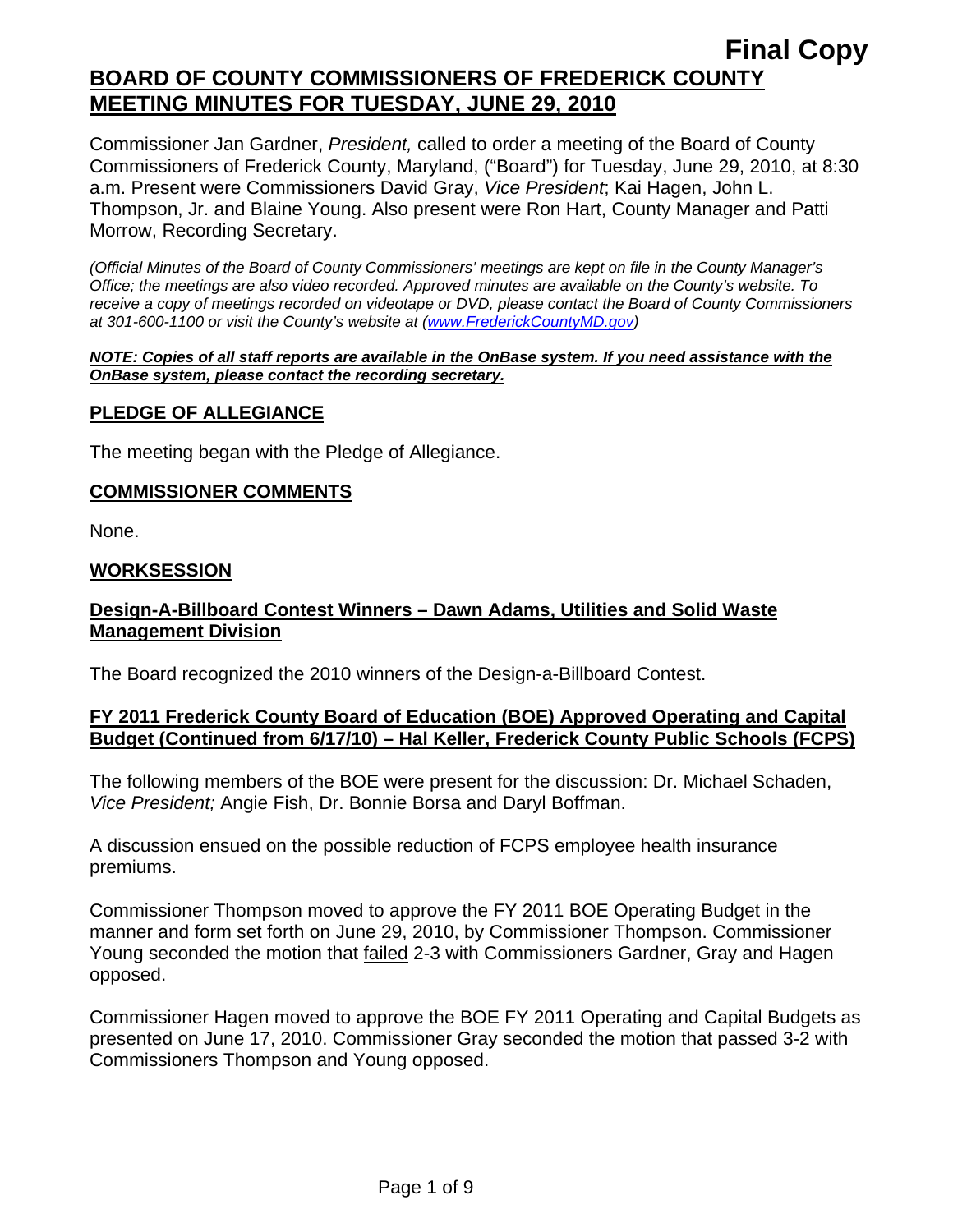**Final Copy**

# BOARD OF COUNTY COMMISSIONERS OF FREDERICK COUNTY MEETING MINUTES FOR TUESDAY, JUNE 29, 2010

Commissioner Jan Gardner, *President,* called to order a meeting of the Board of County Commissioners of Frederick County, Maryland, ("Board") for Tuesday, June 29, 2010, at 8:30 a.m. Present were Commissioners David Gray, *Vice President*; Kai Hagen, John L. Thompson, Jr. and Blaine Young. Also present were Ron Hart, County Manager and Patti Morrow, Recording Secretary.

*(Official Minutes of the Board of County Commissioners' meetings are kept on file in the County Manager's Office; the meetings are also video recorded. Approved minutes are available on the County's website. To receive a copy of meetings recorded on videotape or DVD, please contact the Board of County Commissioners at 301-600-1100 or visit the County's website at (www.FrederickCountyMD.gov)*

***NOTE: Copies of all staff reports are available in the OnBase system. If you need assistance with the OnBase system, please contact the recording secretary.***

## PLEDGE OF ALLEGIANCE

The meeting began with the Pledge of Allegiance.

## COMMISSIONER COMMENTS

None.

## WORKSESSION

### Design-A-Billboard Contest Winners – Dawn Adams, Utilities and Solid Waste Management Division

The Board recognized the 2010 winners of the Design-a-Billboard Contest.

### FY 2011 Frederick County Board of Education (BOE) Approved Operating and Capital Budget (Continued from 6/17/10) – Hal Keller, Frederick County Public Schools (FCPS)

The following members of the BOE were present for the discussion: Dr. Michael Schaden, *Vice President;* Angie Fish, Dr. Bonnie Borsa and Daryl Boffman.

A discussion ensued on the possible reduction of FCPS employee health insurance premiums.

Commissioner Thompson moved to approve the FY 2011 BOE Operating Budget in the manner and form set forth on June 29, 2010, by Commissioner Thompson. Commissioner Young seconded the motion that failed 2-3 with Commissioners Gardner, Gray and Hagen opposed.

Commissioner Hagen moved to approve the BOE FY 2011 Operating and Capital Budgets as presented on June 17, 2010. Commissioner Gray seconded the motion that passed 3-2 with Commissioners Thompson and Young opposed.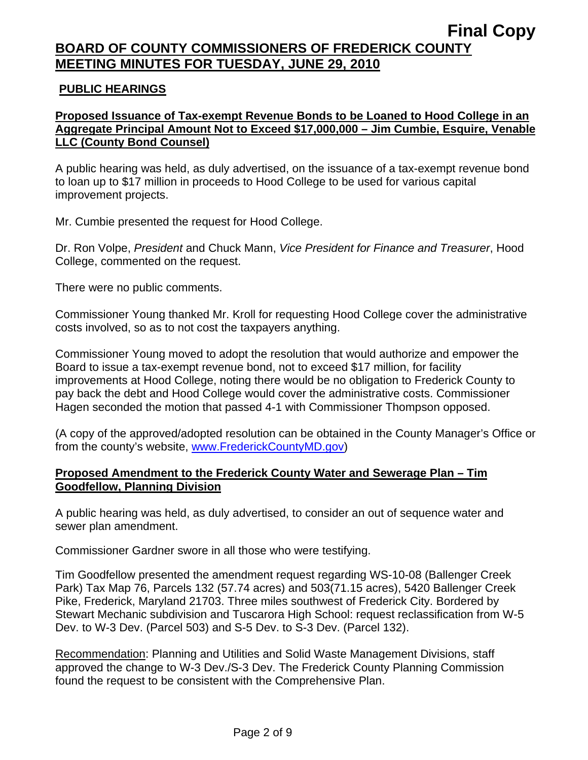## PUBLIC HEARINGS

### Proposed Issuance of Tax-exempt Revenue Bonds to be Loaned to Hood College in an Aggregate Principal Amount Not to Exceed $17,000,000 – Jim Cumbie, Esquire, Venable LLC (County Bond Counsel)

A public hearing was held, as duly advertised, on the issuance of a tax-exempt revenue bond to loan up to $17 million in proceeds to Hood College to be used for various capital improvement projects.

Mr. Cumbie presented the request for Hood College.

Dr. Ron Volpe, *President* and Chuck Mann, *Vice President for Finance and Treasurer*, Hood College, commented on the request.

There were no public comments.

Commissioner Young thanked Mr. Kroll for requesting Hood College cover the administrative costs involved, so as to not cost the taxpayers anything.

Commissioner Young moved to adopt the resolution that would authorize and empower the Board to issue a tax-exempt revenue bond, not to exceed $17 million, for facility improvements at Hood College, noting there would be no obligation to Frederick County to pay back the debt and Hood College would cover the administrative costs. Commissioner Hagen seconded the motion that passed 4-1 with Commissioner Thompson opposed.

(A copy of the approved/adopted resolution can be obtained in the County Manager's Office or from the county's website, www.FrederickCountyMD.gov)

### Proposed Amendment to the Frederick County Water and Sewerage Plan – Tim Goodfellow, Planning Division

A public hearing was held, as duly advertised, to consider an out of sequence water and sewer plan amendment.

Commissioner Gardner swore in all those who were testifying.

Tim Goodfellow presented the amendment request regarding WS-10-08 (Ballenger Creek Park) Tax Map 76, Parcels 132 (57.74 acres) and 503(71.15 acres), 5420 Ballenger Creek Pike, Frederick, Maryland 21703. Three miles southwest of Frederick City. Bordered by Stewart Mechanic subdivision and Tuscarora High School: request reclassification from W-5 Dev. to W-3 Dev. (Parcel 503) and S-5 Dev. to S-3 Dev. (Parcel 132).

Recommendation: Planning and Utilities and Solid Waste Management Divisions, staff approved the change to W-3 Dev./S-3 Dev. The Frederick County Planning Commission found the request to be consistent with the Comprehensive Plan.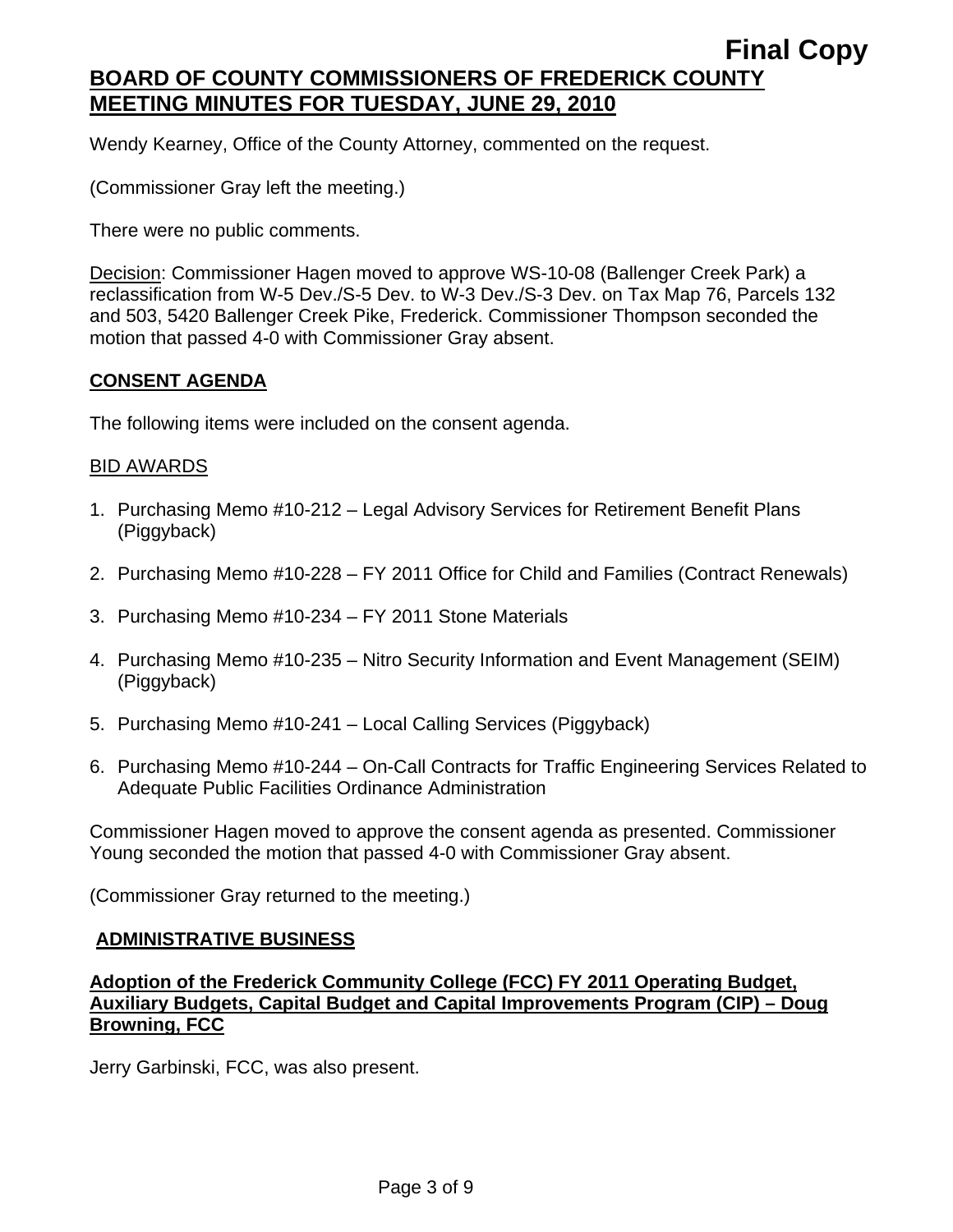Wendy Kearney, Office of the County Attorney, commented on the request.

(Commissioner Gray left the meeting.)

There were no public comments.

Decision: Commissioner Hagen moved to approve WS-10-08 (Ballenger Creek Park) a reclassification from W-5 Dev./S-5 Dev. to W-3 Dev./S-3 Dev. on Tax Map 76, Parcels 132 and 503, 5420 Ballenger Creek Pike, Frederick. Commissioner Thompson seconded the motion that passed 4-0 with Commissioner Gray absent.

## CONSENT AGENDA

The following items were included on the consent agenda.

### BID AWARDS

1. Purchasing Memo #10-212 – Legal Advisory Services for Retirement Benefit Plans (Piggyback)
2. Purchasing Memo #10-228 – FY 2011 Office for Child and Families (Contract Renewals)
3. Purchasing Memo #10-234 – FY 2011 Stone Materials
4. Purchasing Memo #10-235 – Nitro Security Information and Event Management (SEIM) (Piggyback)
5. Purchasing Memo #10-241 – Local Calling Services (Piggyback)
6. Purchasing Memo #10-244 – On-Call Contracts for Traffic Engineering Services Related to Adequate Public Facilities Ordinance Administration

Commissioner Hagen moved to approve the consent agenda as presented. Commissioner Young seconded the motion that passed 4-0 with Commissioner Gray absent.

(Commissioner Gray returned to the meeting.)

## ADMINISTRATIVE BUSINESS

### Adoption of the Frederick Community College (FCC) FY 2011 Operating Budget, Auxiliary Budgets, Capital Budget and Capital Improvements Program (CIP) – Doug Browning, FCC

Jerry Garbinski, FCC, was also present.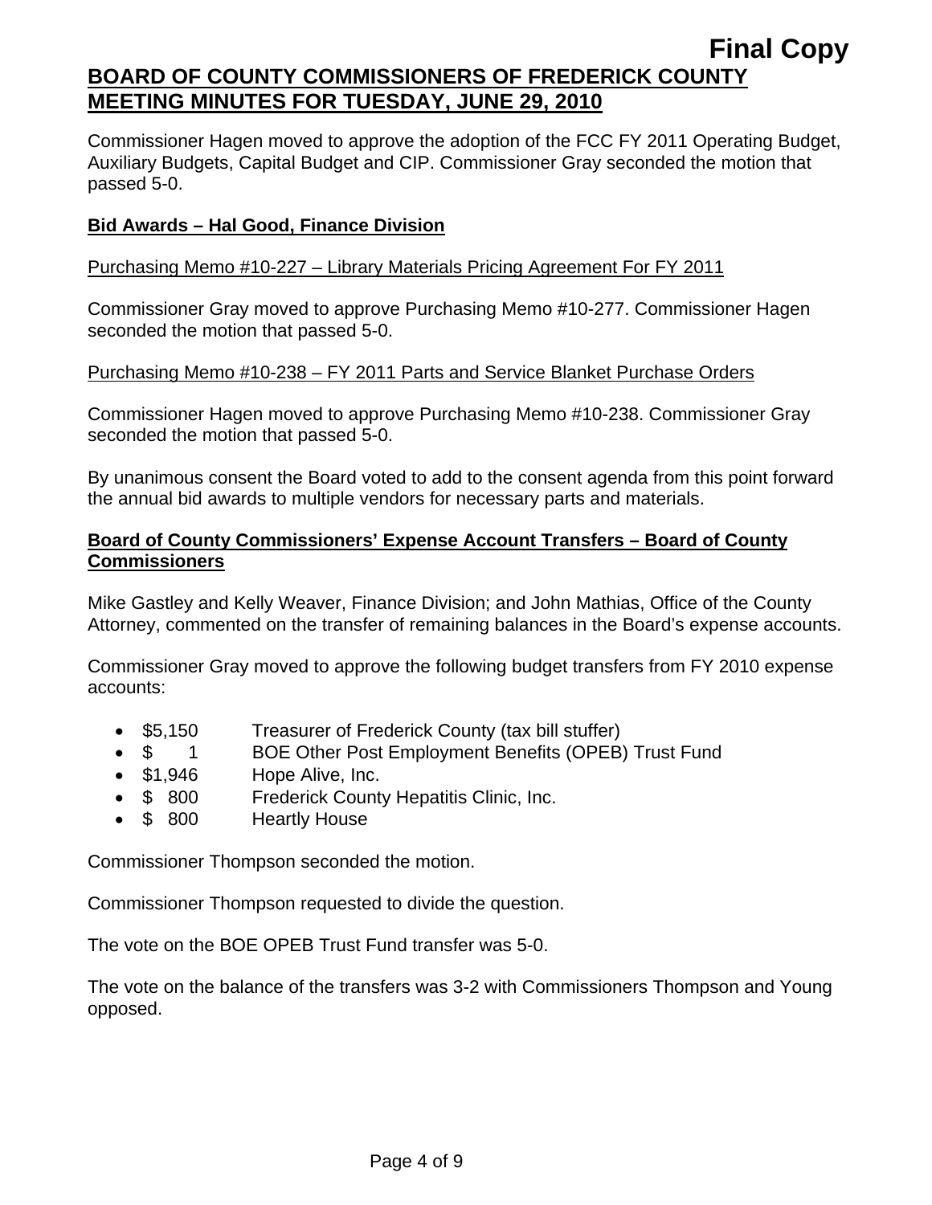Final Copy

**BOARD OF COUNTY COMMISSIONERS OF FREDERICK COUNTY MEETING MINUTES FOR TUESDAY, JUNE 29, 2010**

Commissioner Hagen moved to approve the adoption of the FCC FY 2011 Operating Budget, Auxiliary Budgets, Capital Budget and CIP. Commissioner Gray seconded the motion that passed 5-0.

**Bid Awards – Hal Good, Finance Division**

Purchasing Memo #10-227 – Library Materials Pricing Agreement For FY 2011

Commissioner Gray moved to approve Purchasing Memo #10-277. Commissioner Hagen seconded the motion that passed 5-0.

Purchasing Memo #10-238 – FY 2011 Parts and Service Blanket Purchase Orders

Commissioner Hagen moved to approve Purchasing Memo #10-238. Commissioner Gray seconded the motion that passed 5-0.

By unanimous consent the Board voted to add to the consent agenda from this point forward the annual bid awards to multiple vendors for necessary parts and materials.

**Board of County Commissioners' Expense Account Transfers – Board of County Commissioners**

Mike Gastley and Kelly Weaver, Finance Division; and John Mathias, Office of the County Attorney, commented on the transfer of remaining balances in the Board's expense accounts.

Commissioner Gray moved to approve the following budget transfers from FY 2010 expense accounts:

- $5,150 Treasurer of Frederick County (tax bill stuffer)
- $ 1 BOE Other Post Employment Benefits (OPEB) Trust Fund
- $1,946 Hope Alive, Inc.
- $ 800 Frederick County Hepatitis Clinic, Inc.
- $ 800 Heartly House

Commissioner Thompson seconded the motion.

Commissioner Thompson requested to divide the question.

The vote on the BOE OPEB Trust Fund transfer was 5-0.

The vote on the balance of the transfers was 3-2 with Commissioners Thompson and Young opposed.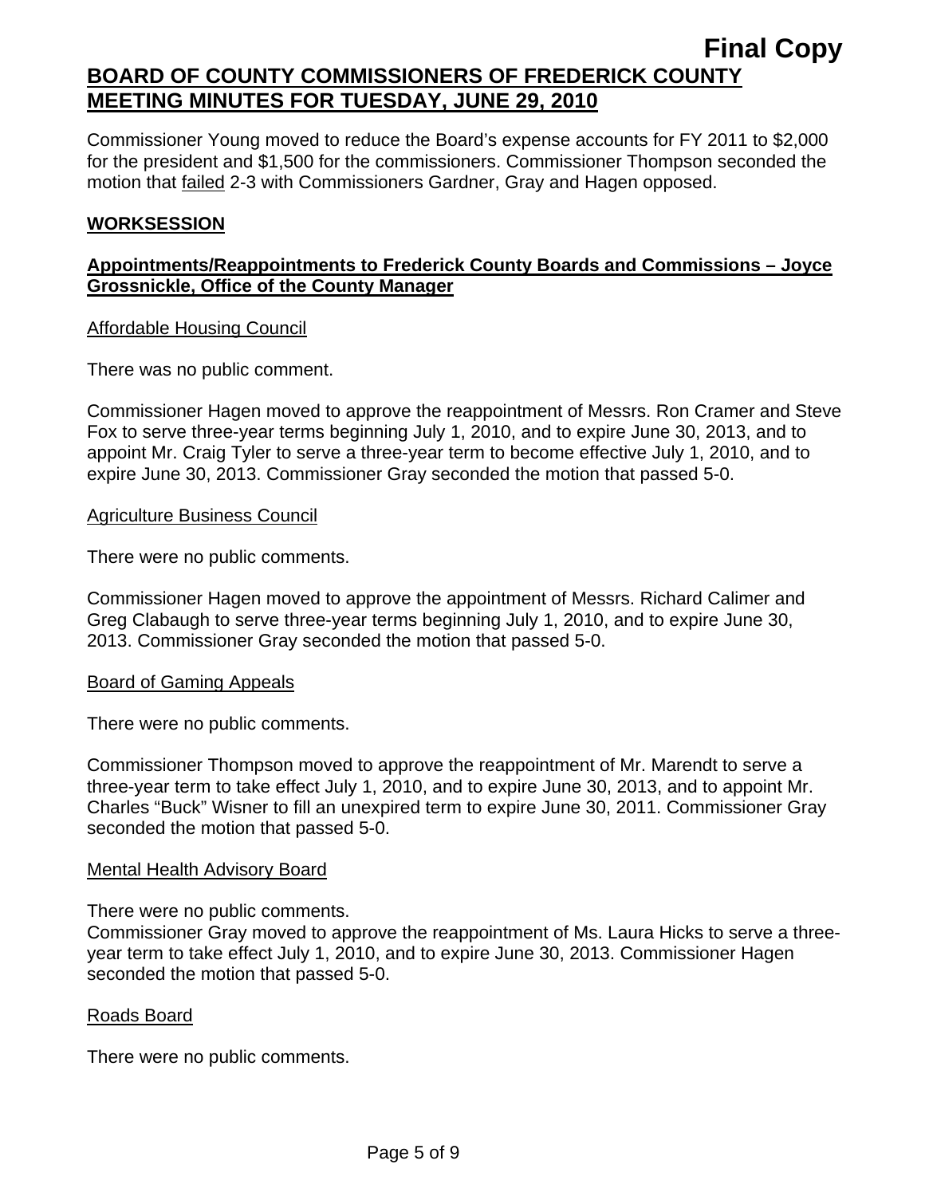Commissioner Young moved to reduce the Board's expense accounts for FY 2011 to $2,000 for the president and $1,500 for the commissioners. Commissioner Thompson seconded the motion that failed 2-3 with Commissioners Gardner, Gray and Hagen opposed.

## WORKSESSION

### Appointments/Reappointments to Frederick County Boards and Commissions – Joyce Grossnickle, Office of the County Manager

Affordable Housing Council

There was no public comment.

Commissioner Hagen moved to approve the reappointment of Messrs. Ron Cramer and Steve Fox to serve three-year terms beginning July 1, 2010, and to expire June 30, 2013, and to appoint Mr. Craig Tyler to serve a three-year term to become effective July 1, 2010, and to expire June 30, 2013. Commissioner Gray seconded the motion that passed 5-0.

Agriculture Business Council

There were no public comments.

Commissioner Hagen moved to approve the appointment of Messrs. Richard Calimer and Greg Clabaugh to serve three-year terms beginning July 1, 2010, and to expire June 30, 2013. Commissioner Gray seconded the motion that passed 5-0.

Board of Gaming Appeals

There were no public comments.

Commissioner Thompson moved to approve the reappointment of Mr. Marendt to serve a three-year term to take effect July 1, 2010, and to expire June 30, 2013, and to appoint Mr. Charles "Buck" Wisner to fill an unexpired term to expire June 30, 2011. Commissioner Gray seconded the motion that passed 5-0.

Mental Health Advisory Board

There were no public comments.
Commissioner Gray moved to approve the reappointment of Ms. Laura Hicks to serve a three-year term to take effect July 1, 2010, and to expire June 30, 2013. Commissioner Hagen seconded the motion that passed 5-0.

Roads Board

There were no public comments.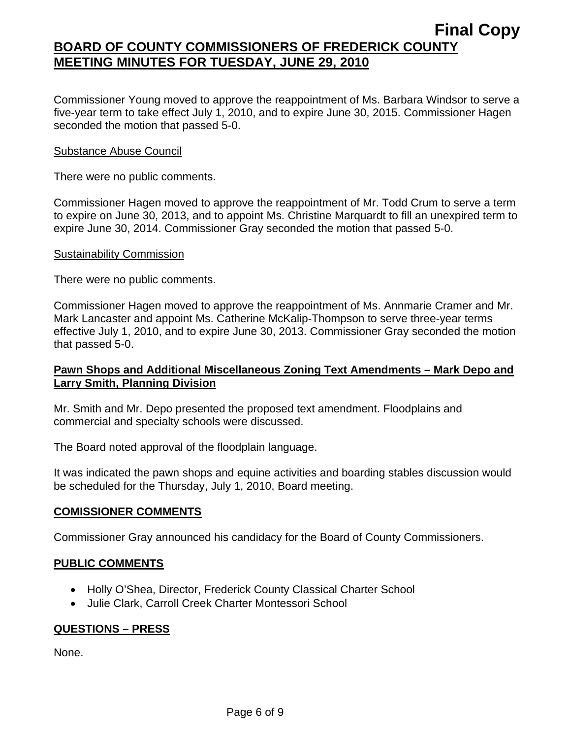Commissioner Young moved to approve the reappointment of Ms. Barbara Windsor to serve a five-year term to take effect July 1, 2010, and to expire June 30, 2015. Commissioner Hagen seconded the motion that passed 5-0.

Substance Abuse Council

There were no public comments.

Commissioner Hagen moved to approve the reappointment of Mr. Todd Crum to serve a term to expire on June 30, 2013, and to appoint Ms. Christine Marquardt to fill an unexpired term to expire June 30, 2014. Commissioner Gray seconded the motion that passed 5-0.

Sustainability Commission

There were no public comments.

Commissioner Hagen moved to approve the reappointment of Ms. Annmarie Cramer and Mr. Mark Lancaster and appoint Ms. Catherine McKalip-Thompson to serve three-year terms effective July 1, 2010, and to expire June 30, 2013. Commissioner Gray seconded the motion that passed 5-0.

**Pawn Shops and Additional Miscellaneous Zoning Text Amendments – Mark Depo and Larry Smith, Planning Division**

Mr. Smith and Mr. Depo presented the proposed text amendment. Floodplains and commercial and specialty schools were discussed.

The Board noted approval of the floodplain language.

It was indicated the pawn shops and equine activities and boarding stables discussion would be scheduled for the Thursday, July 1, 2010, Board meeting.

## COMISSIONER COMMENTS

Commissioner Gray announced his candidacy for the Board of County Commissioners.

## PUBLIC COMMENTS

- Holly O'Shea, Director, Frederick County Classical Charter School
- Julie Clark, Carroll Creek Charter Montessori School

## QUESTIONS – PRESS

None.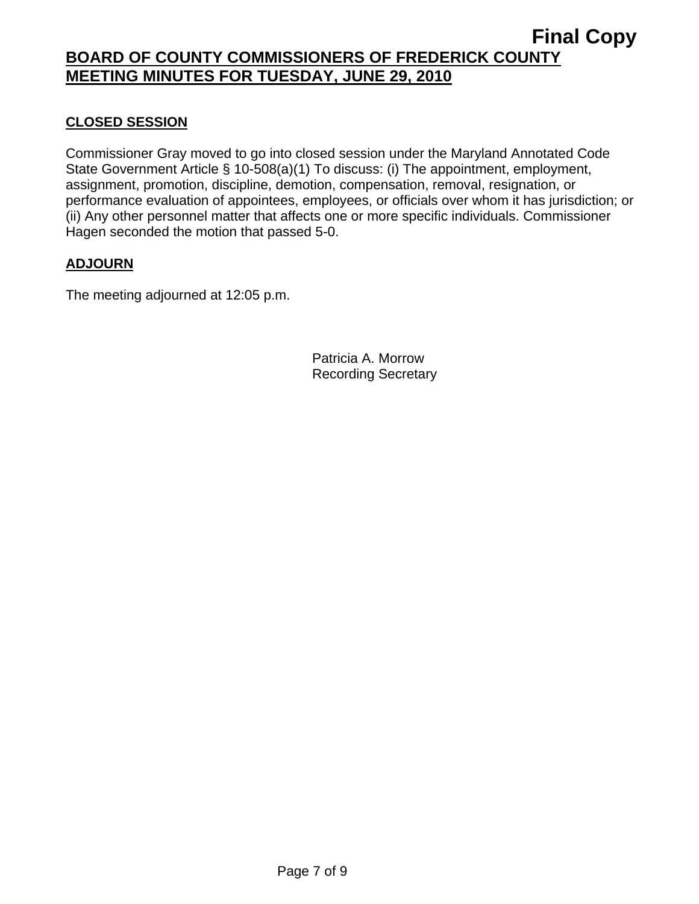**Final Copy**

**BOARD OF COUNTY COMMISSIONERS OF FREDERICK COUNTY MEETING MINUTES FOR TUESDAY, JUNE 29, 2010**

**CLOSED SESSION**

Commissioner Gray moved to go into closed session under the Maryland Annotated Code State Government Article § 10-508(a)(1) To discuss: (i) The appointment, employment, assignment, promotion, discipline, demotion, compensation, removal, resignation, or performance evaluation of appointees, employees, or officials over whom it has jurisdiction; or (ii) Any other personnel matter that affects one or more specific individuals. Commissioner Hagen seconded the motion that passed 5-0.

**ADJOURN**

The meeting adjourned at 12:05 p.m.

Patricia A. Morrow
Recording Secretary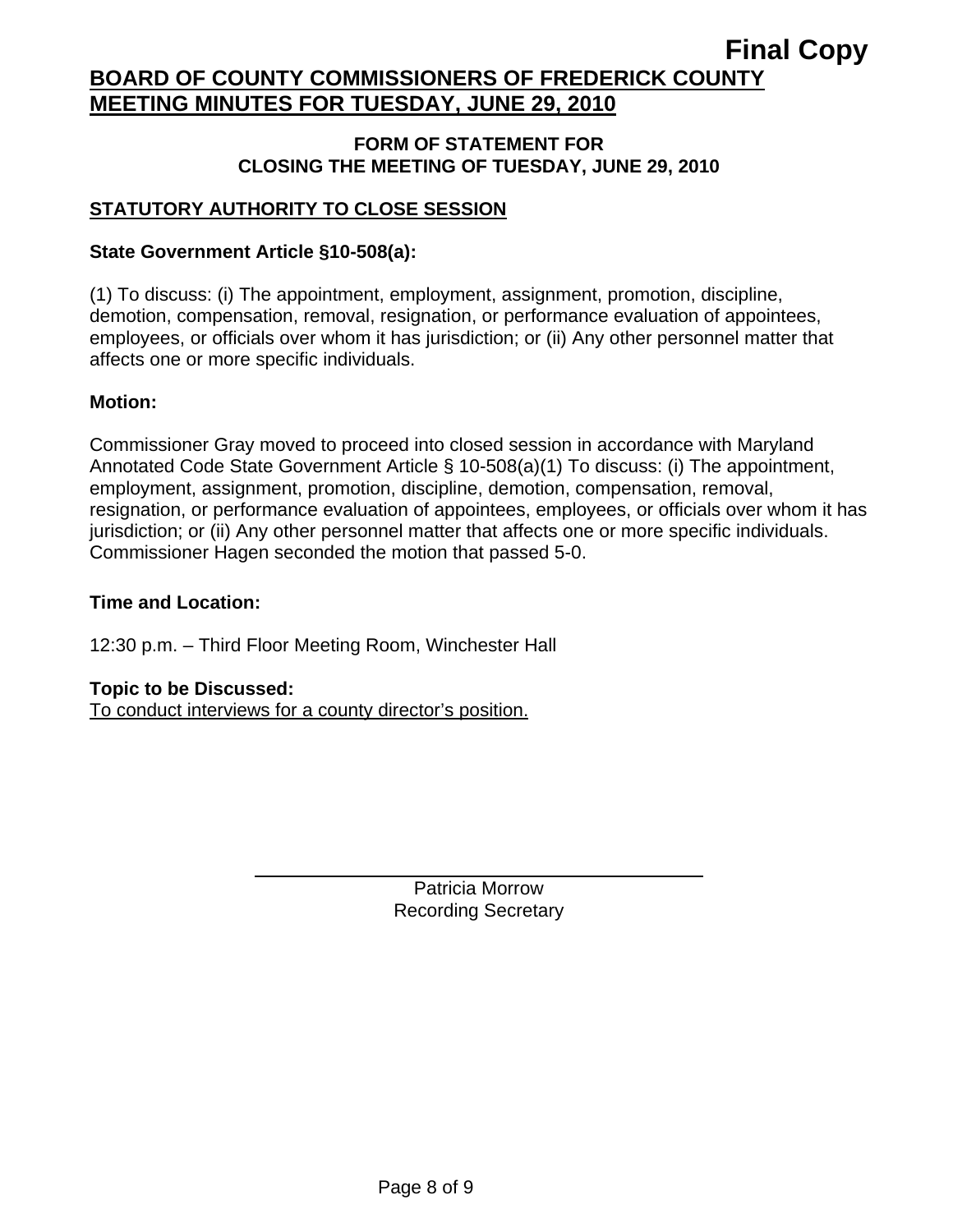**Final Copy**

# BOARD OF COUNTY COMMISSIONERS OF FREDERICK COUNTY MEETING MINUTES FOR TUESDAY, JUNE 29, 2010

### FORM OF STATEMENT FOR CLOSING THE MEETING OF TUESDAY, JUNE 29, 2010

## STATUTORY AUTHORITY TO CLOSE SESSION

**State Government Article §10-508(a):**

(1) To discuss: (i) The appointment, employment, assignment, promotion, discipline, demotion, compensation, removal, resignation, or performance evaluation of appointees, employees, or officials over whom it has jurisdiction; or (ii) Any other personnel matter that affects one or more specific individuals.

**Motion:**

Commissioner Gray moved to proceed into closed session in accordance with Maryland Annotated Code State Government Article § 10-508(a)(1) To discuss: (i) The appointment, employment, assignment, promotion, discipline, demotion, compensation, removal, resignation, or performance evaluation of appointees, employees, or officials over whom it has jurisdiction; or (ii) Any other personnel matter that affects one or more specific individuals. Commissioner Hagen seconded the motion that passed 5-0.

**Time and Location:**

12:30 p.m. – Third Floor Meeting Room, Winchester Hall

**Topic to be Discussed:**
To conduct interviews for a county director's position.

Patricia Morrow
Recording Secretary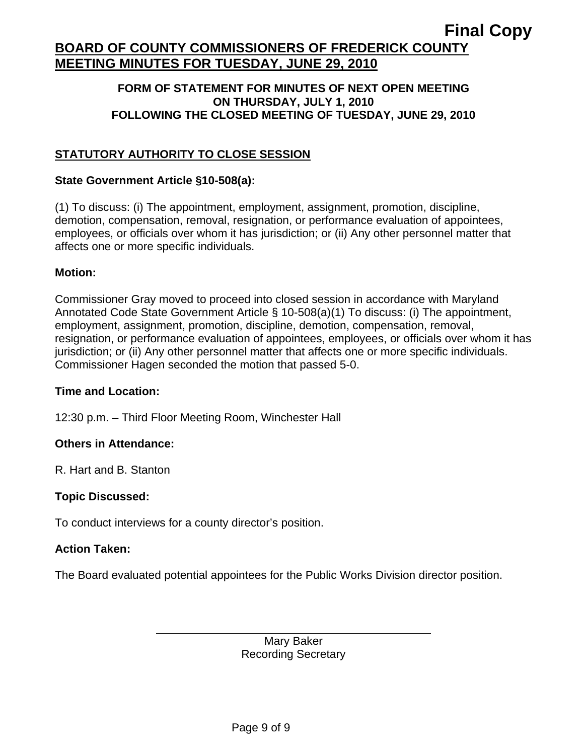**Final Copy**

# BOARD OF COUNTY COMMISSIONERS OF FREDERICK COUNTY MEETING MINUTES FOR TUESDAY, JUNE 29, 2010

### FORM OF STATEMENT FOR MINUTES OF NEXT OPEN MEETING ON THURSDAY, JULY 1, 2010 FOLLOWING THE CLOSED MEETING OF TUESDAY, JUNE 29, 2010

## STATUTORY AUTHORITY TO CLOSE SESSION

**State Government Article §10-508(a):**

(1) To discuss: (i) The appointment, employment, assignment, promotion, discipline, demotion, compensation, removal, resignation, or performance evaluation of appointees, employees, or officials over whom it has jurisdiction; or (ii) Any other personnel matter that affects one or more specific individuals.

**Motion:**

Commissioner Gray moved to proceed into closed session in accordance with Maryland Annotated Code State Government Article § 10-508(a)(1) To discuss: (i) The appointment, employment, assignment, promotion, discipline, demotion, compensation, removal, resignation, or performance evaluation of appointees, employees, or officials over whom it has jurisdiction; or (ii) Any other personnel matter that affects one or more specific individuals. Commissioner Hagen seconded the motion that passed 5-0.

**Time and Location:**

12:30 p.m. – Third Floor Meeting Room, Winchester Hall

**Others in Attendance:**

R. Hart and B. Stanton

**Topic Discussed:**

To conduct interviews for a county director's position.

**Action Taken:**

The Board evaluated potential appointees for the Public Works Division director position.

Mary Baker
Recording Secretary